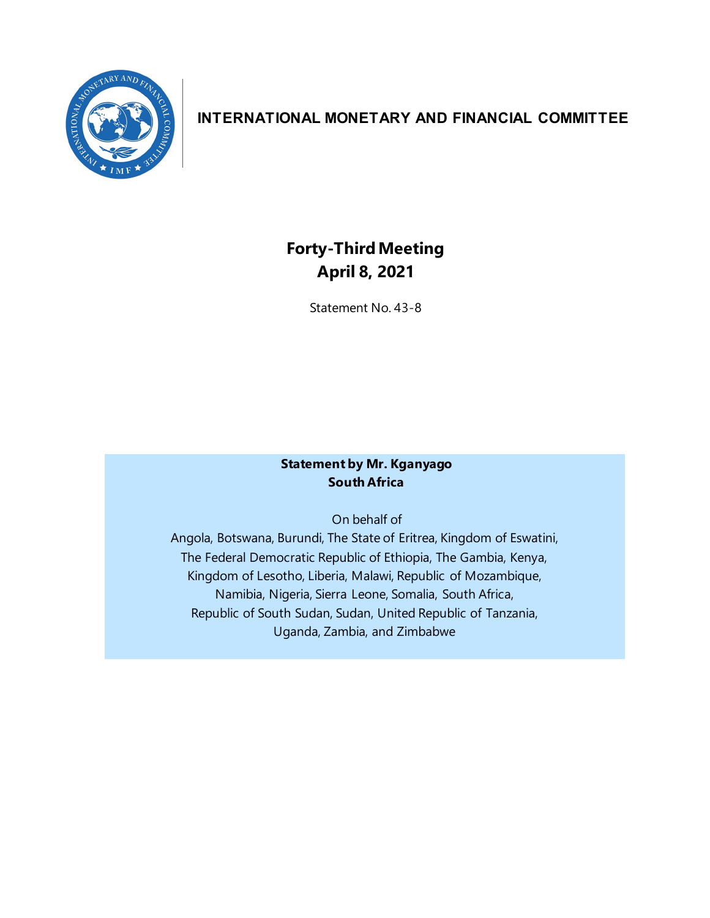# INTERNATIONAL MONETARY AND FINANCIAL COMMITTEE

## Forty-Third Meeting
## April 8, 2021

Statement No. 43-8

**Statement by Mr. Kganyago**
**South Africa**

On behalf of
Angola, Botswana, Burundi, The State of Eritrea, Kingdom of Eswatini,
The Federal Democratic Republic of Ethiopia, The Gambia, Kenya,
Kingdom of Lesotho, Liberia, Malawi, Republic of Mozambique,
Namibia, Nigeria, Sierra Leone, Somalia, South Africa,
Republic of South Sudan, Sudan, United Republic of Tanzania,
Uganda, Zambia, and Zimbabwe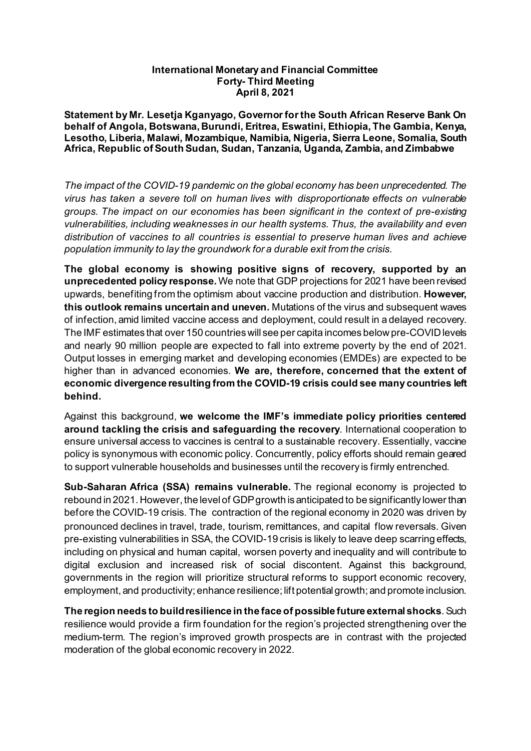**International Monetary and Financial Committee**
**Forty- Third Meeting**
**April 8, 2021**

**Statement by Mr. Lesetja Kganyago, Governor for the South African Reserve Bank On behalf of Angola, Botswana, Burundi, Eritrea, Eswatini, Ethiopia, The Gambia, Kenya, Lesotho, Liberia, Malawi, Mozambique, Namibia, Nigeria, Sierra Leone, Somalia, South Africa, Republic of South Sudan, Sudan, Tanzania, Uganda, Zambia, and Zimbabwe**

*The impact of the COVID-19 pandemic on the global economy has been unprecedented. The virus has taken a severe toll on human lives with disproportionate effects on vulnerable groups. The impact on our economies has been significant in the context of pre-existing vulnerabilities, including weaknesses in our health systems. Thus, the availability and even distribution of vaccines to all countries is essential to preserve human lives and achieve population immunity to lay the groundwork for a durable exit from the crisis.*

**The global economy is showing positive signs of recovery, supported by an unprecedented policy response.** We note that GDP projections for 2021 have been revised upwards, benefiting from the optimism about vaccine production and distribution. **However, this outlook remains uncertain and uneven.** Mutations of the virus and subsequent waves of infection, amid limited vaccine access and deployment, could result in a delayed recovery. The IMF estimates that over 150 countries will see per capita incomes below pre-COVID levels and nearly 90 million people are expected to fall into extreme poverty by the end of 2021. Output losses in emerging market and developing economies (EMDEs) are expected to be higher than in advanced economies. **We are, therefore, concerned that the extent of economic divergence resulting from the COVID-19 crisis could see many countries left behind.**

Against this background, **we welcome the IMF's immediate policy priorities centered around tackling the crisis and safeguarding the recovery**. International cooperation to ensure universal access to vaccines is central to a sustainable recovery. Essentially, vaccine policy is synonymous with economic policy. Concurrently, policy efforts should remain geared to support vulnerable households and businesses until the recovery is firmly entrenched.

**Sub-Saharan Africa (SSA) remains vulnerable.** The regional economy is projected to rebound in 2021. However, the level of GDP growth is anticipated to be significantly lower than before the COVID-19 crisis. The contraction of the regional economy in 2020 was driven by pronounced declines in travel, trade, tourism, remittances, and capital flow reversals. Given pre-existing vulnerabilities in SSA, the COVID-19 crisis is likely to leave deep scarring effects, including on physical and human capital, worsen poverty and inequality and will contribute to digital exclusion and increased risk of social discontent. Against this background, governments in the region will prioritize structural reforms to support economic recovery, employment, and productivity; enhance resilience; lift potential growth; and promote inclusion.

**The region needs to build resilience in the face of possible future external shocks**. Such resilience would provide a firm foundation for the region's projected strengthening over the medium-term. The region's improved growth prospects are in contrast with the projected moderation of the global economic recovery in 2022.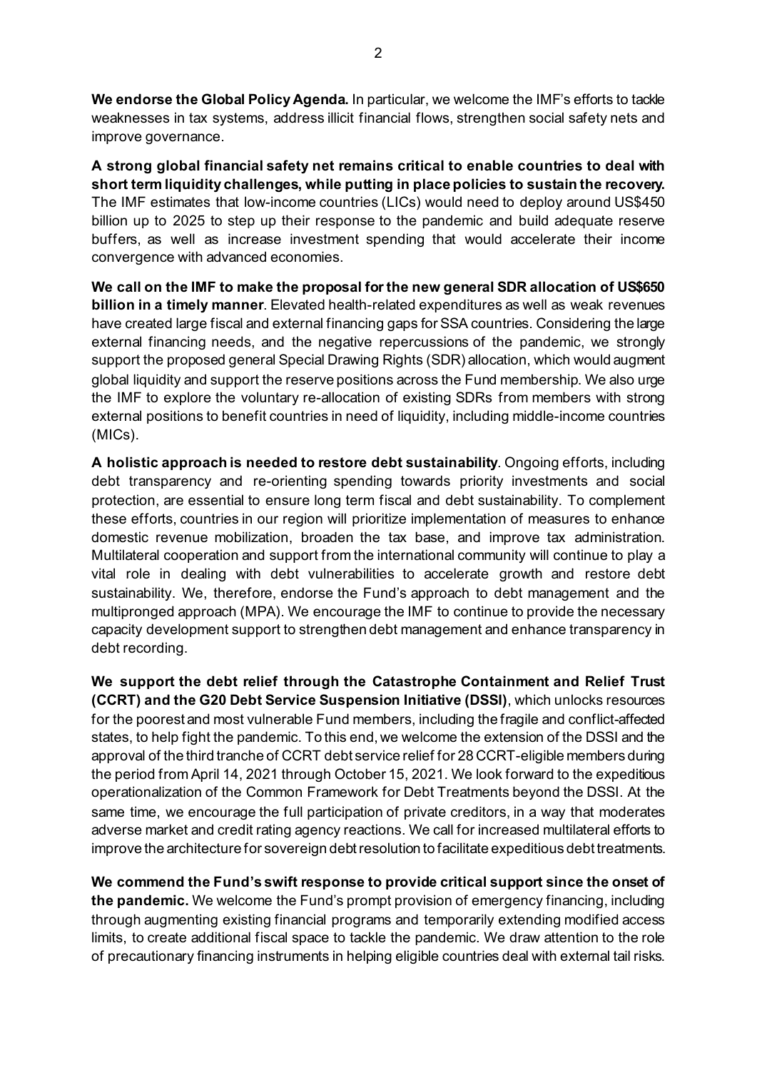**We endorse the Global Policy Agenda.** In particular, we welcome the IMF's efforts to tackle weaknesses in tax systems, address illicit financial flows, strengthen social safety nets and improve governance.

**A strong global financial safety net remains critical to enable countries to deal with short term liquidity challenges, while putting in place policies to sustain the recovery.** The IMF estimates that low-income countries (LICs) would need to deploy around US$450 billion up to 2025 to step up their response to the pandemic and build adequate reserve buffers, as well as increase investment spending that would accelerate their income convergence with advanced economies.

**We call on the IMF to make the proposal for the new general SDR allocation of US$650 billion in a timely manner**. Elevated health-related expenditures as well as weak revenues have created large fiscal and external financing gaps for SSA countries. Considering the large external financing needs, and the negative repercussions of the pandemic, we strongly support the proposed general Special Drawing Rights (SDR) allocation, which would augment global liquidity and support the reserve positions across the Fund membership. We also urge the IMF to explore the voluntary re-allocation of existing SDRs from members with strong external positions to benefit countries in need of liquidity, including middle-income countries (MICs).

**A holistic approach is needed to restore debt sustainability**. Ongoing efforts, including debt transparency and re-orienting spending towards priority investments and social protection, are essential to ensure long term fiscal and debt sustainability. To complement these efforts, countries in our region will prioritize implementation of measures to enhance domestic revenue mobilization, broaden the tax base, and improve tax administration. Multilateral cooperation and support from the international community will continue to play a vital role in dealing with debt vulnerabilities to accelerate growth and restore debt sustainability. We, therefore, endorse the Fund's approach to debt management and the multipronged approach (MPA). We encourage the IMF to continue to provide the necessary capacity development support to strengthen debt management and enhance transparency in debt recording.

**We support the debt relief through the Catastrophe Containment and Relief Trust (CCRT) and the G20 Debt Service Suspension Initiative (DSSI)**, which unlocks resources for the poorest and most vulnerable Fund members, including the fragile and conflict-affected states, to help fight the pandemic. To this end, we welcome the extension of the DSSI and the approval of the third tranche of CCRT debt service relief for 28 CCRT-eligible members during the period from April 14, 2021 through October 15, 2021. We look forward to the expeditious operationalization of the Common Framework for Debt Treatments beyond the DSSI. At the same time, we encourage the full participation of private creditors, in a way that moderates adverse market and credit rating agency reactions. We call for increased multilateral efforts to improve the architecture for sovereign debt resolution to facilitate expeditious debt treatments.

**We commend the Fund's swift response to provide critical support since the onset of the pandemic.** We welcome the Fund's prompt provision of emergency financing, including through augmenting existing financial programs and temporarily extending modified access limits, to create additional fiscal space to tackle the pandemic. We draw attention to the role of precautionary financing instruments in helping eligible countries deal with external tail risks.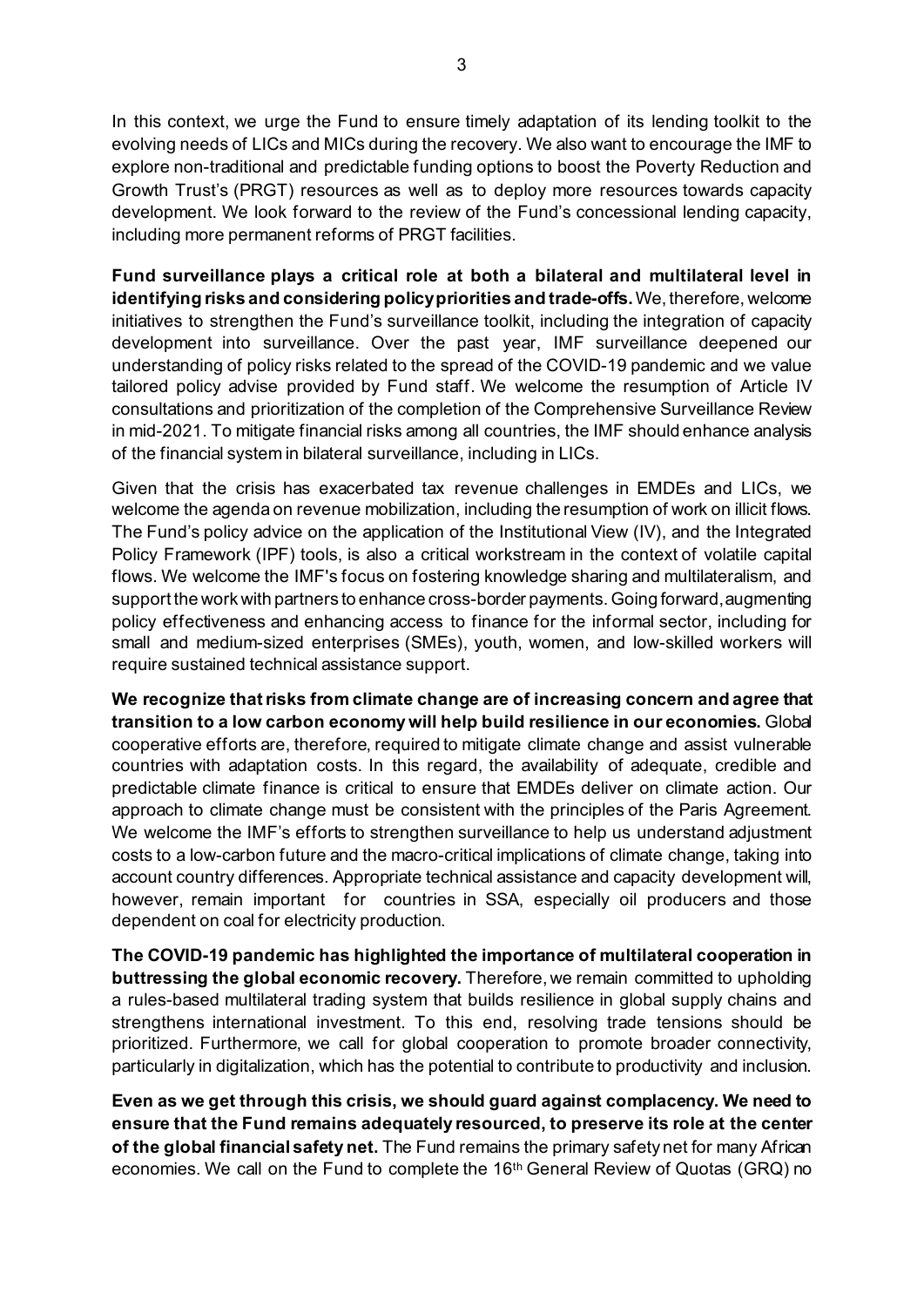In this context, we urge the Fund to ensure timely adaptation of its lending toolkit to the evolving needs of LICs and MICs during the recovery. We also want to encourage the IMF to explore non-traditional and predictable funding options to boost the Poverty Reduction and Growth Trust's (PRGT) resources as well as to deploy more resources towards capacity development. We look forward to the review of the Fund's concessional lending capacity, including more permanent reforms of PRGT facilities.

**Fund surveillance plays a critical role at both a bilateral and multilateral level in identifying risks and considering policy priorities and trade-offs.** We, therefore, welcome initiatives to strengthen the Fund's surveillance toolkit, including the integration of capacity development into surveillance. Over the past year, IMF surveillance deepened our understanding of policy risks related to the spread of the COVID-19 pandemic and we value tailored policy advise provided by Fund staff. We welcome the resumption of Article IV consultations and prioritization of the completion of the Comprehensive Surveillance Review in mid-2021. To mitigate financial risks among all countries, the IMF should enhance analysis of the financial system in bilateral surveillance, including in LICs.

Given that the crisis has exacerbated tax revenue challenges in EMDEs and LICs, we welcome the agenda on revenue mobilization, including the resumption of work on illicit flows. The Fund's policy advice on the application of the Institutional View (IV), and the Integrated Policy Framework (IPF) tools, is also a critical workstream in the context of volatile capital flows. We welcome the IMF's focus on fostering knowledge sharing and multilateralism, and support the work with partners to enhance cross-border payments. Going forward, augmenting policy effectiveness and enhancing access to finance for the informal sector, including for small and medium-sized enterprises (SMEs), youth, women, and low-skilled workers will require sustained technical assistance support.

**We recognize that risks from climate change are of increasing concern and agree that transition to a low carbon economy will help build resilience in our economies.** Global cooperative efforts are, therefore, required to mitigate climate change and assist vulnerable countries with adaptation costs. In this regard, the availability of adequate, credible and predictable climate finance is critical to ensure that EMDEs deliver on climate action. Our approach to climate change must be consistent with the principles of the Paris Agreement. We welcome the IMF's efforts to strengthen surveillance to help us understand adjustment costs to a low-carbon future and the macro-critical implications of climate change, taking into account country differences. Appropriate technical assistance and capacity development will, however, remain important for countries in SSA, especially oil producers and those dependent on coal for electricity production.

**The COVID-19 pandemic has highlighted the importance of multilateral cooperation in buttressing the global economic recovery.** Therefore, we remain committed to upholding a rules-based multilateral trading system that builds resilience in global supply chains and strengthens international investment. To this end, resolving trade tensions should be prioritized. Furthermore, we call for global cooperation to promote broader connectivity, particularly in digitalization, which has the potential to contribute to productivity and inclusion.

**Even as we get through this crisis, we should guard against complacency. We need to ensure that the Fund remains adequately resourced, to preserve its role at the center of the global financial safety net.** The Fund remains the primary safety net for many African economies. We call on the Fund to complete the 16th General Review of Quotas (GRQ) no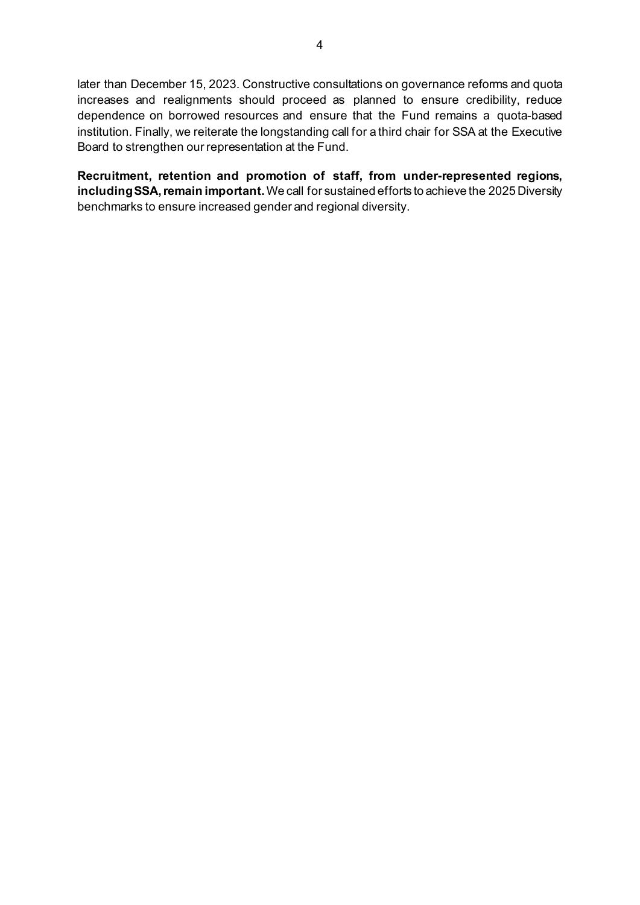later than December 15, 2023. Constructive consultations on governance reforms and quota increases and realignments should proceed as planned to ensure credibility, reduce dependence on borrowed resources and ensure that the Fund remains a quota-based institution. Finally, we reiterate the longstanding call for a third chair for SSA at the Executive Board to strengthen our representation at the Fund.

**Recruitment, retention and promotion of staff, from under-represented regions, including SSA, remain important.** We call for sustained efforts to achieve the 2025 Diversity benchmarks to ensure increased gender and regional diversity.